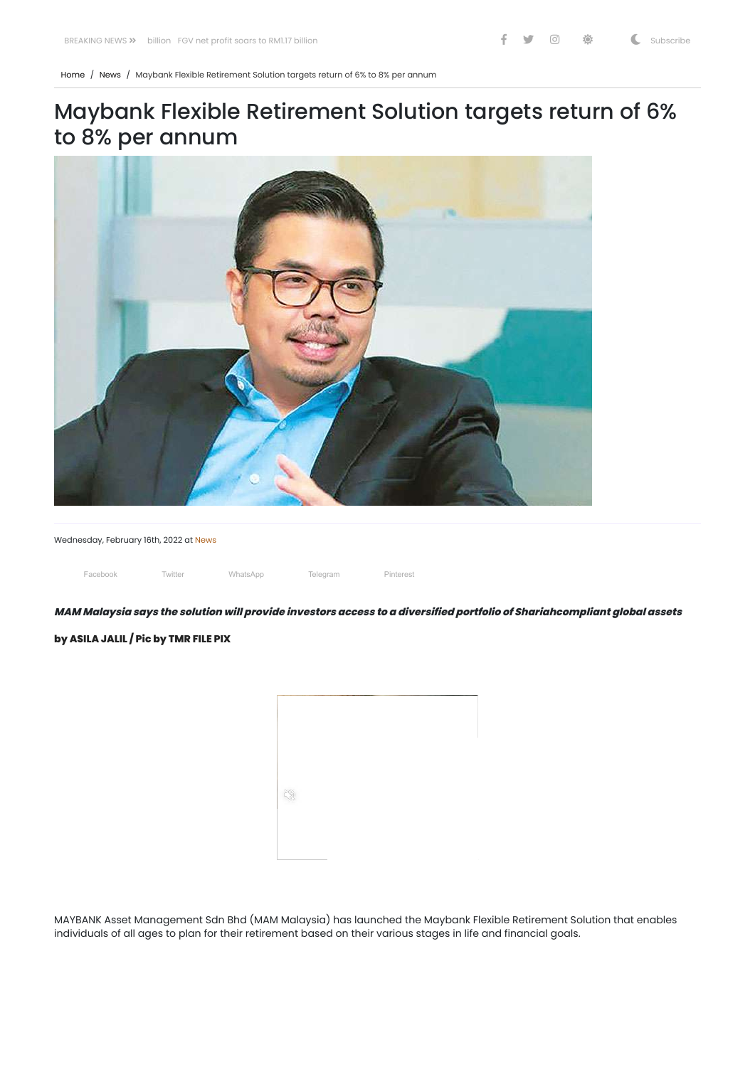# Maybank Flexible Retirement Solution targets return of 6% to 8% per annum

Wednesday, February 16th, 2022 at News

***MAM Malaysia says the solution will provide investors access to a diversified portfolio of Shariahcompliant global assets***

**by ASILA JALIL / Pic by TMR FILE PIX**

MAYBANK Asset Management Sdn Bhd (MAM Malaysia) has launched the Maybank Flexible Retirement Solution that enables individuals of all ages to plan for their retirement based on their various stages in life and financial goals.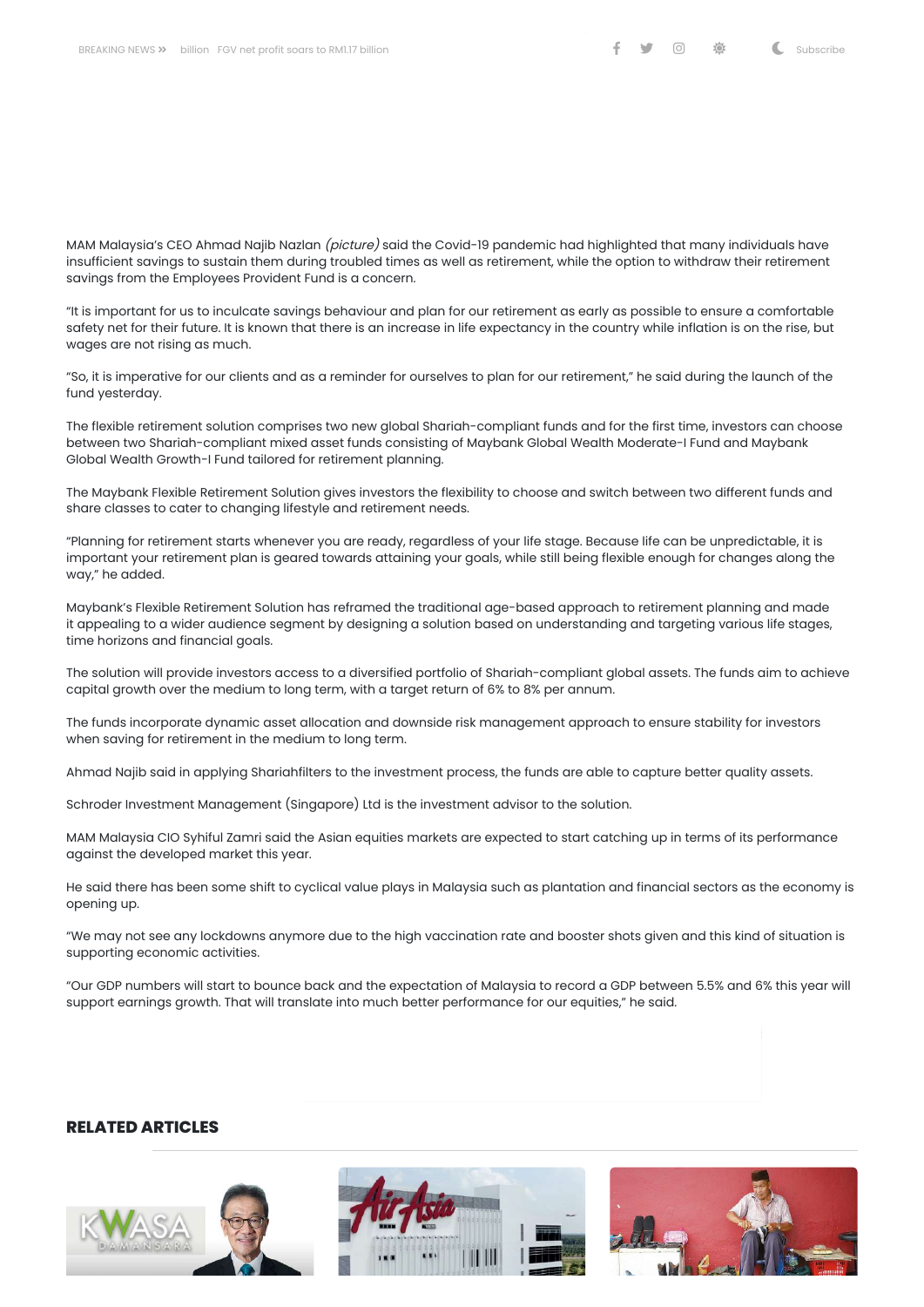MAM Malaysia's CEO Ahmad Najib Nazlan *(picture)* said the Covid-19 pandemic had highlighted that many individuals have insufficient savings to sustain them during troubled times as well as retirement, while the option to withdraw their retirement savings from the Employees Provident Fund is a concern.

"It is important for us to inculcate savings behaviour and plan for our retirement as early as possible to ensure a comfortable safety net for their future. It is known that there is an increase in life expectancy in the country while inflation is on the rise, but wages are not rising as much.

"So, it is imperative for our clients and as a reminder for ourselves to plan for our retirement," he said during the launch of the fund yesterday.

The flexible retirement solution comprises two new global Shariah-compliant funds and for the first time, investors can choose between two Shariah-compliant mixed asset funds consisting of Maybank Global Wealth Moderate-I Fund and Maybank Global Wealth Growth-I Fund tailored for retirement planning.

The Maybank Flexible Retirement Solution gives investors the flexibility to choose and switch between two different funds and share classes to cater to changing lifestyle and retirement needs.

"Planning for retirement starts whenever you are ready, regardless of your life stage. Because life can be unpredictable, it is important your retirement plan is geared towards attaining your goals, while still being flexible enough for changes along the way," he added.

Maybank's Flexible Retirement Solution has reframed the traditional age-based approach to retirement planning and made it appealing to a wider audience segment by designing a solution based on understanding and targeting various life stages, time horizons and financial goals.

The solution will provide investors access to a diversified portfolio of Shariah-compliant global assets. The funds aim to achieve capital growth over the medium to long term, with a target return of 6% to 8% per annum.

The funds incorporate dynamic asset allocation and downside risk management approach to ensure stability for investors when saving for retirement in the medium to long term.

Ahmad Najib said in applying Shariahfilters to the investment process, the funds are able to capture better quality assets.

Schroder Investment Management (Singapore) Ltd is the investment advisor to the solution.

MAM Malaysia CIO Syhiful Zamri said the Asian equities markets are expected to start catching up in terms of its performance against the developed market this year.

He said there has been some shift to cyclical value plays in Malaysia such as plantation and financial sectors as the economy is opening up.

"We may not see any lockdowns anymore due to the high vaccination rate and booster shots given and this kind of situation is supporting economic activities.

"Our GDP numbers will start to bounce back and the expectation of Malaysia to record a GDP between 5.5% and 6% this year will support earnings growth. That will translate into much better performance for our equities," he said.

## RELATED ARTICLES